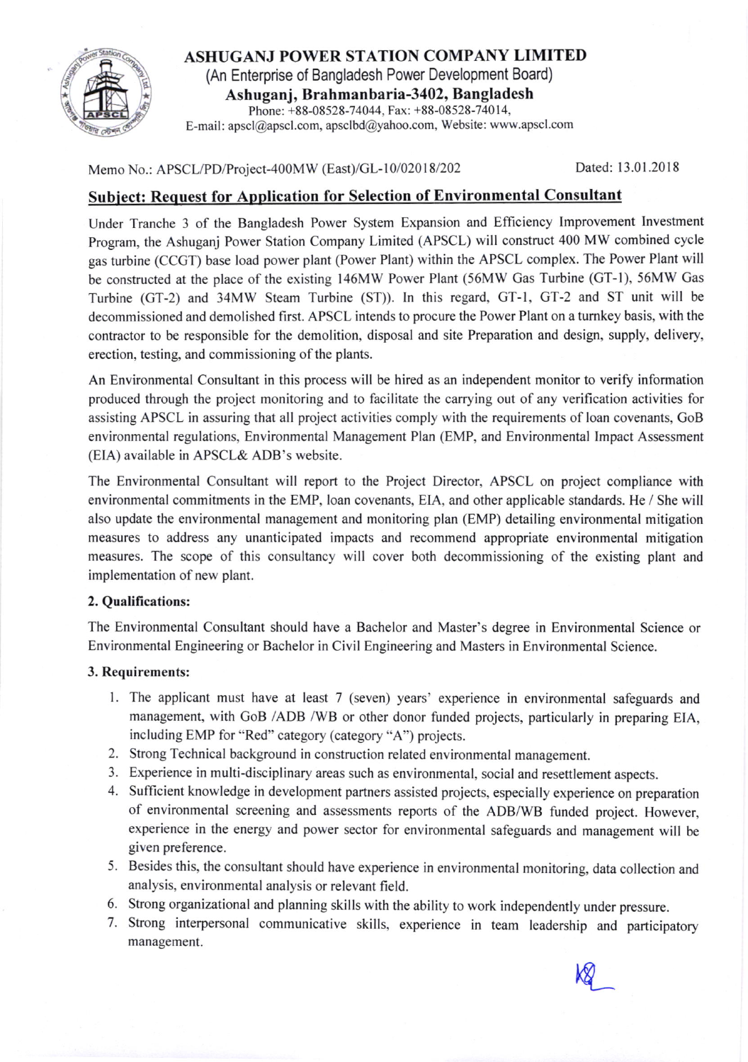# ASHUGANJ POWER STATION COMPANY LIMITED

(An Enterprise of Bangladesh Power Development Board)

**Ashuganj, Brahmanbaria-3402, Bangladesh**

Phone: +88-08528-74044, Fax: +88-08528-74014,

E-mail: apscl@apscl.com, apsclbd@yahoo.com, Website: www.apscl.com

Memo No.: APSCL/PD/Project-400MW (East)/GL-10/02018/202 Dated: 13.01.2018

## Subject: Request for Application for Selection of Environmental Consultant

Under Tranche 3 of the Bangladesh Power System Expansion and Efficiency Improvement Investment Program, the Ashuganj Power Station Company Limited (APSCL) will construct 400 MW combined cycle gas turbine (CCGT) base load power plant (Power Plant) within the APSCL complex. The Power Plant will be constructed at the place of the existing 146MW Power Plant (56MW Gas Turbine (GT-1), 56MW Gas Turbine (GT-2) and 34MW Steam Turbine (ST)). In this regard, GT-1, GT-2 and ST unit will be decommissioned and demolished first. APSCL intends to procure the Power Plant on a turnkey basis, with the contractor to be responsible for the demolition, disposal and site Preparation and design, supply, delivery, erection, testing, and commissioning of the plants.

An Environmental Consultant in this process will be hired as an independent monitor to verify information produced through the project monitoring and to facilitate the carrying out of any verification activities for assisting APSCL in assuring that all project activities comply with the requirements of loan covenants, GoB environmental regulations, Environmental Management Plan (EMP, and Environmental Impact Assessment (EIA) available in APSCL& ADB's website.

The Environmental Consultant will report to the Project Director, APSCL on project compliance with environmental commitments in the EMP, loan covenants, EIA, and other applicable standards. He / She will also update the environmental management and monitoring plan (EMP) detailing environmental mitigation measures to address any unanticipated impacts and recommend appropriate environmental mitigation measures. The scope of this consultancy will cover both decommissioning of the existing plant and implementation of new plant.

### 2. Qualifications:

The Environmental Consultant should have a Bachelor and Master's degree in Environmental Science or Environmental Engineering or Bachelor in Civil Engineering and Masters in Environmental Science.

### 3. Requirements:

1. The applicant must have at least 7 (seven) years' experience in environmental safeguards and management, with GoB /ADB /WB or other donor funded projects, particularly in preparing EIA, including EMP for "Red" category (category "A") projects.
2. Strong Technical background in construction related environmental management.
3. Experience in multi-disciplinary areas such as environmental, social and resettlement aspects.
4. Sufficient knowledge in development partners assisted projects, especially experience on preparation of environmental screening and assessments reports of the ADB/WB funded project. However, experience in the energy and power sector for environmental safeguards and management will be given preference.
5. Besides this, the consultant should have experience in environmental monitoring, data collection and analysis, environmental analysis or relevant field.
6. Strong organizational and planning skills with the ability to work independently under pressure.
7. Strong interpersonal communicative skills, experience in team leadership and participatory management.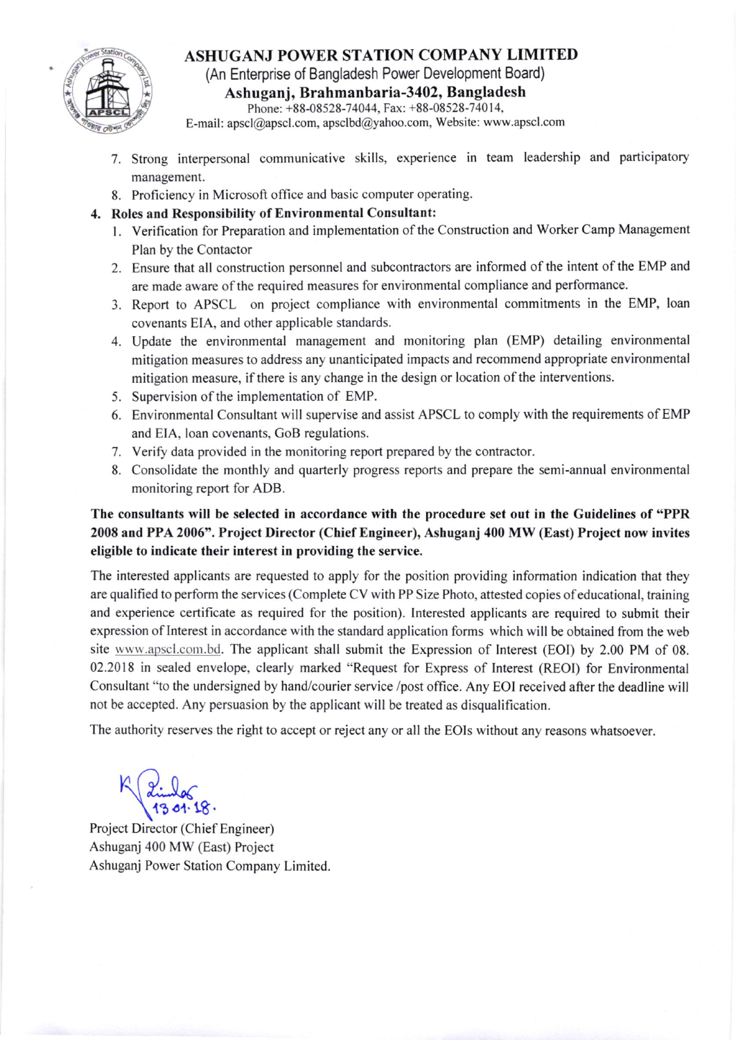# ASHUGANJ POWER STATION COMPANY LIMITED

(An Enterprise of Bangladesh Power Development Board)

**Ashuganj, Brahmanbaria-3402, Bangladesh**

Phone: +88-08528-74044, Fax: +88-08528-74014,

E-mail: apscl@apscl.com, apsclbd@yahoo.com, Website: www.apscl.com

7. Strong interpersonal communicative skills, experience in team leadership and participatory management.
8. Proficiency in Microsoft office and basic computer operating.

**4. Roles and Responsibility of Environmental Consultant:**

1. Verification for Preparation and implementation of the Construction and Worker Camp Management Plan by the Contactor
2. Ensure that all construction personnel and subcontractors are informed of the intent of the EMP and are made aware of the required measures for environmental compliance and performance.
3. Report to APSCL on project compliance with environmental commitments in the EMP, loan covenants EIA, and other applicable standards.
4. Update the environmental management and monitoring plan (EMP) detailing environmental mitigation measures to address any unanticipated impacts and recommend appropriate environmental mitigation measure, if there is any change in the design or location of the interventions.
5. Supervision of the implementation of EMP.
6. Environmental Consultant will supervise and assist APSCL to comply with the requirements of EMP and EIA, loan covenants, GoB regulations.
7. Verify data provided in the monitoring report prepared by the contractor.
8. Consolidate the monthly and quarterly progress reports and prepare the semi-annual environmental monitoring report for ADB.

**The consultants will be selected in accordance with the procedure set out in the Guidelines of "PPR 2008 and PPA 2006". Project Director (Chief Engineer), Ashuganj 400 MW (East) Project now invites eligible to indicate their interest in providing the service.**

The interested applicants are requested to apply for the position providing information indication that they are qualified to perform the services (Complete CV with PP Size Photo, attested copies of educational, training and experience certificate as required for the position). Interested applicants are required to submit their expression of Interest in accordance with the standard application forms which will be obtained from the web site www.apscl.com.bd. The applicant shall submit the Expression of Interest (EOI) by 2.00 PM of 08. 02.2018 in sealed envelope, clearly marked "Request for Express of Interest (REOI) for Environmental Consultant "to the undersigned by hand/courier service /post office. Any EOI received after the deadline will not be accepted. Any persuasion by the applicant will be treated as disqualification.

The authority reserves the right to accept or reject any or all the EOIs without any reasons whatsoever.

13.01.18.

Project Director (Chief Engineer)
Ashuganj 400 MW (East) Project
Ashuganj Power Station Company Limited.